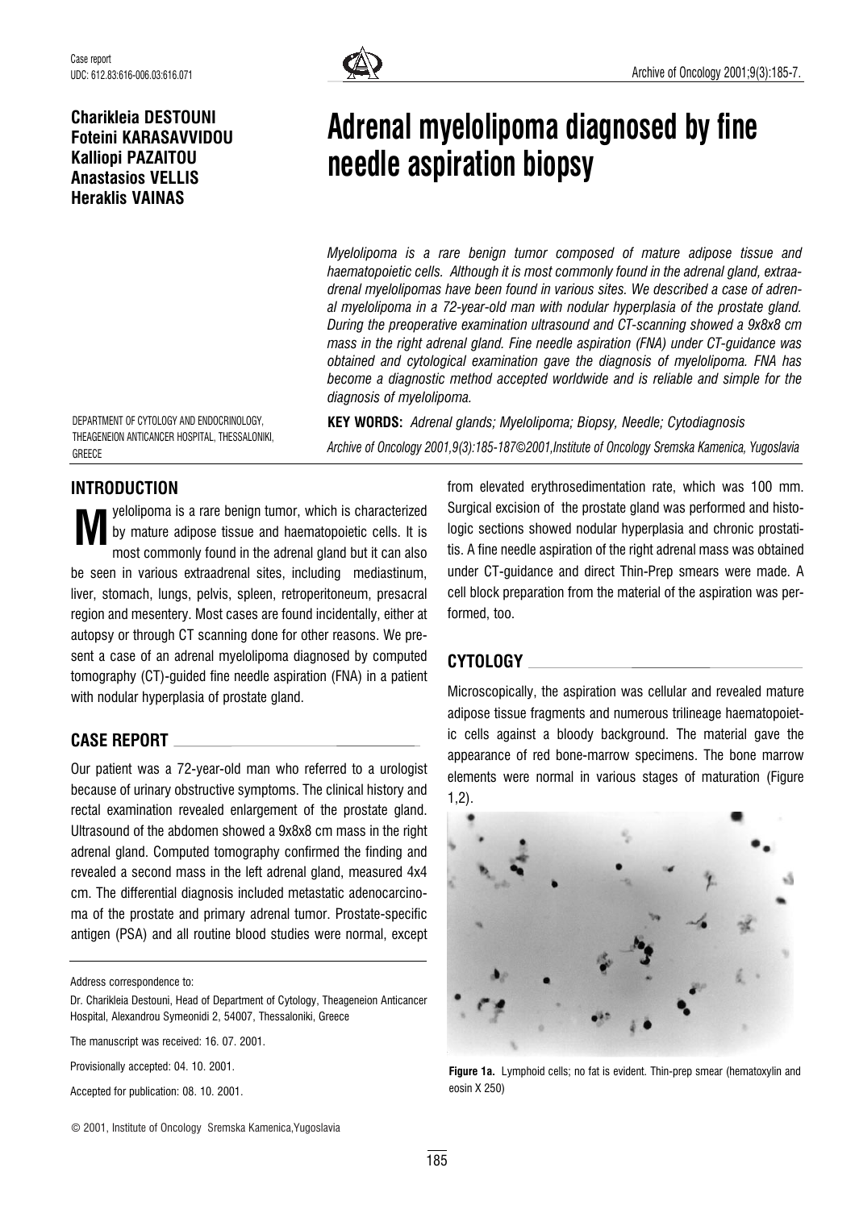Case report

UDC: 612.83:616-006.03:616.071

**Charikleia DESTOUNI**
**Foteini KARASAVVIDOU**
**Kalliopi PAZAITOU**
**Anastasios VELLIS**
**Heraklis VAINAS**

DEPARTMENT OF CYTOLOGY AND ENDOCRINOLOGY, THEAGENEION ANTICANCER HOSPITAL, THESSALONIKI, GREECE

# Adrenal myelolipoma diagnosed by fine needle aspiration biopsy

*Myelolipoma is a rare benign tumor composed of mature adipose tissue and haematopoietic cells. Although it is most commonly found in the adrenal gland, extraadrenal myelolipomas have been found in various sites. We described a case of adrenal myelolipoma in a 72-year-old man with nodular hyperplasia of the prostate gland. During the preoperative examination ultrasound and CT-scanning showed a 9x8x8 cm mass in the right adrenal gland. Fine needle aspiration (FNA) under CT-guidance was obtained and cytological examination gave the diagnosis of myelolipoma. FNA has become a diagnostic method accepted worldwide and is reliable and simple for the diagnosis of myelolipoma.*

**KEY WORDS:** *Adrenal glands; Myelolipoma; Biopsy, Needle; Cytodiagnosis*

*Archive of Oncology 2001,9(3):185-187©2001,Institute of Oncology Sremska Kamenica, Yugoslavia*

## INTRODUCTION

Myelolipoma is a rare benign tumor, which is characterized by mature adipose tissue and haematopoietic cells. It is most commonly found in the adrenal gland but it can also be seen in various extraadrenal sites, including mediastinum, liver, stomach, lungs, pelvis, spleen, retroperitoneum, presacral region and mesentery. Most cases are found incidentally, either at autopsy or through CT scanning done for other reasons. We present a case of an adrenal myelolipoma diagnosed by computed tomography (CT)-guided fine needle aspiration (FNA) in a patient with nodular hyperplasia of prostate gland.

## CASE REPORT

Our patient was a 72-year-old man who referred to a urologist because of urinary obstructive symptoms. The clinical history and rectal examination revealed enlargement of the prostate gland. Ultrasound of the abdomen showed a 9x8x8 cm mass in the right adrenal gland. Computed tomography confirmed the finding and revealed a second mass in the left adrenal gland, measured 4x4 cm. The differential diagnosis included metastatic adenocarcinoma of the prostate and primary adrenal tumor. Prostate-specific antigen (PSA) and all routine blood studies were normal, except from elevated erythrosedimentation rate, which was 100 mm. Surgical excision of the prostate gland was performed and histologic sections showed nodular hyperplasia and chronic prostatitis. A fine needle aspiration of the right adrenal mass was obtained under CT-guidance and direct Thin-Prep smears were made. A cell block preparation from the material of the aspiration was performed, too.

## CYTOLOGY

Microscopically, the aspiration was cellular and revealed mature adipose tissue fragments and numerous trilineage haematopoietic cells against a bloody background. The material gave the appearance of red bone-marrow specimens. The bone marrow elements were normal in various stages of maturation (Figure 1,2).

**Figure 1a.** Lymphoid cells; no fat is evident. Thin-prep smear (hematoxylin and eosin X 250)

Address correspondence to:

Dr. Charikleia Destouni, Head of Department of Cytology, Theageneion Anticancer Hospital, Alexandrou Symeonidi 2, 54007, Thessaloniki, Greece

The manuscript was received: 16. 07. 2001.

Provisionally accepted: 04. 10. 2001.

Accepted for publication: 08. 10. 2001.

© 2001, Institute of Oncology Sremska Kamenica,Yugoslavia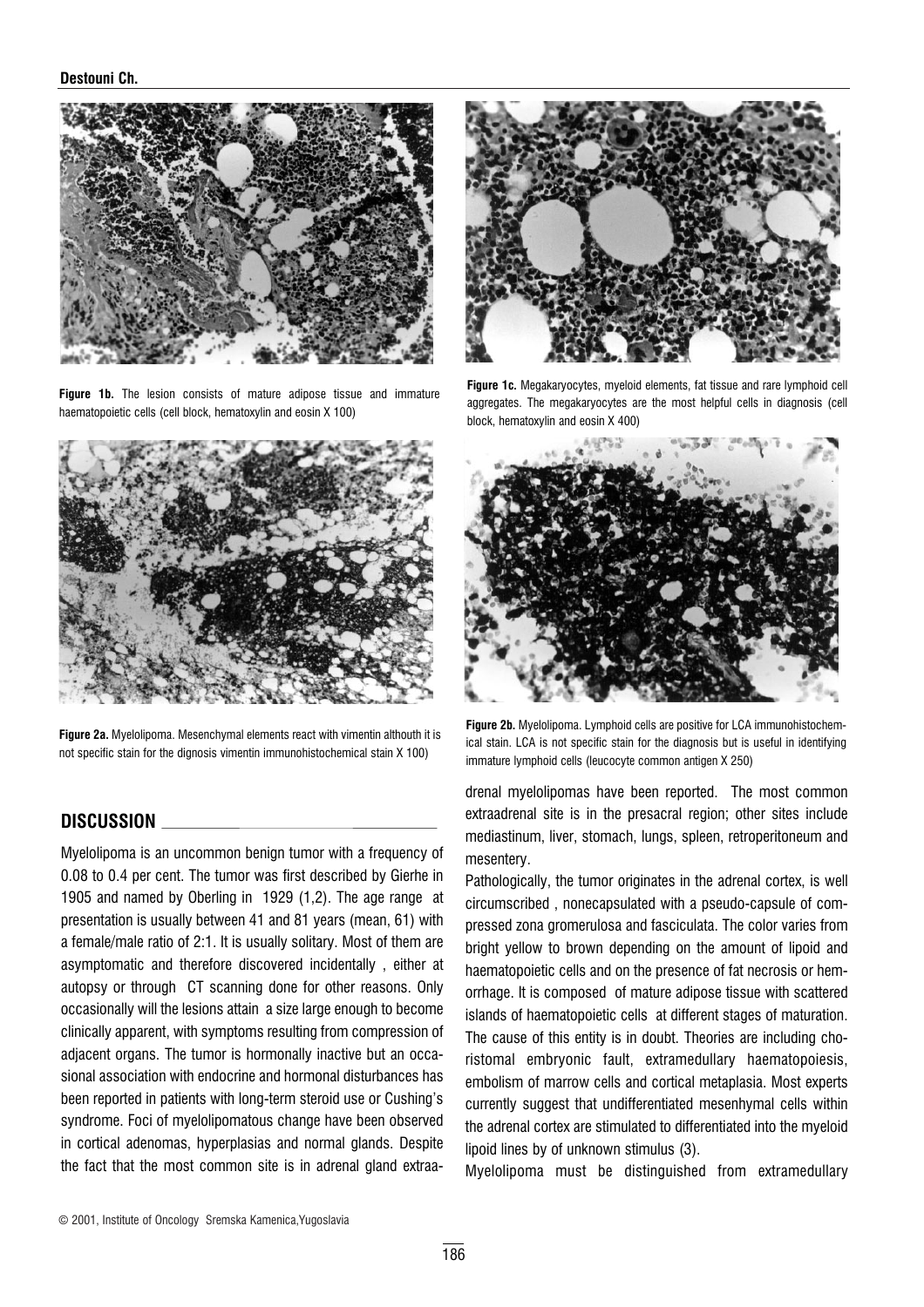Figure 1b. The lesion consists of mature adipose tissue and immature haematopoietic cells (cell block, hematoxylin and eosin X 100)

Figure 1c. Megakaryocytes, myeloid elements, fat tissue and rare lymphoid cell aggregates. The megakaryocytes are the most helpful cells in diagnosis (cell block, hematoxylin and eosin X 400)

Figure 2a. Myelolipoma. Mesenchymal elements react with vimentin althouth it is not specific stain for the dignosis vimentin immunohistochemical stain X 100)

Figure 2b. Myelolipoma. Lymphoid cells are positive for LCA immunohistochemical stain. LCA is not specific stain for the diagnosis but is useful in identifying immature lymphoid cells (leucocyte common antigen X 250)

## DISCUSSION

Myelolipoma is an uncommon benign tumor with a frequency of 0.08 to 0.4 per cent. The tumor was first described by Gierhe in 1905 and named by Oberling in 1929 (1,2). The age range at presentation is usually between 41 and 81 years (mean, 61) with a female/male ratio of 2:1. It is usually solitary. Most of them are asymptomatic and therefore discovered incidentally , either at autopsy or through CT scanning done for other reasons. Only occasionally will the lesions attain a size large enough to become clinically apparent, with symptoms resulting from compression of adjacent organs. The tumor is hormonally inactive but an occasional association with endocrine and hormonal disturbances has been reported in patients with long-term steroid use or Cushing's syndrome. Foci of myelolipomatous change have been observed in cortical adenomas, hyperplasias and normal glands. Despite the fact that the most common site is in adrenal gland extraadrenal myelolipomas have been reported. The most common extraadrenal site is in the presacral region; other sites include mediastinum, liver, stomach, lungs, spleen, retroperitoneum and mesentery.

Pathologically, the tumor originates in the adrenal cortex, is well circumscribed , nonecapsulated with a pseudo-capsule of compressed zona gromerulosa and fasciculata. The color varies from bright yellow to brown depending on the amount of lipoid and haematopoietic cells and on the presence of fat necrosis or hemorrhage. It is composed of mature adipose tissue with scattered islands of haematopoietic cells at different stages of maturation. The cause of this entity is in doubt. Theories are including choristomal embryonic fault, extramedullary haematopoiesis, embolism of marrow cells and cortical metaplasia. Most experts currently suggest that undifferentiated mesenhymal cells within the adrenal cortex are stimulated to differentiated into the myeloid lipoid lines by of unknown stimulus (3).

Myelolipoma must be distinguished from extramedullary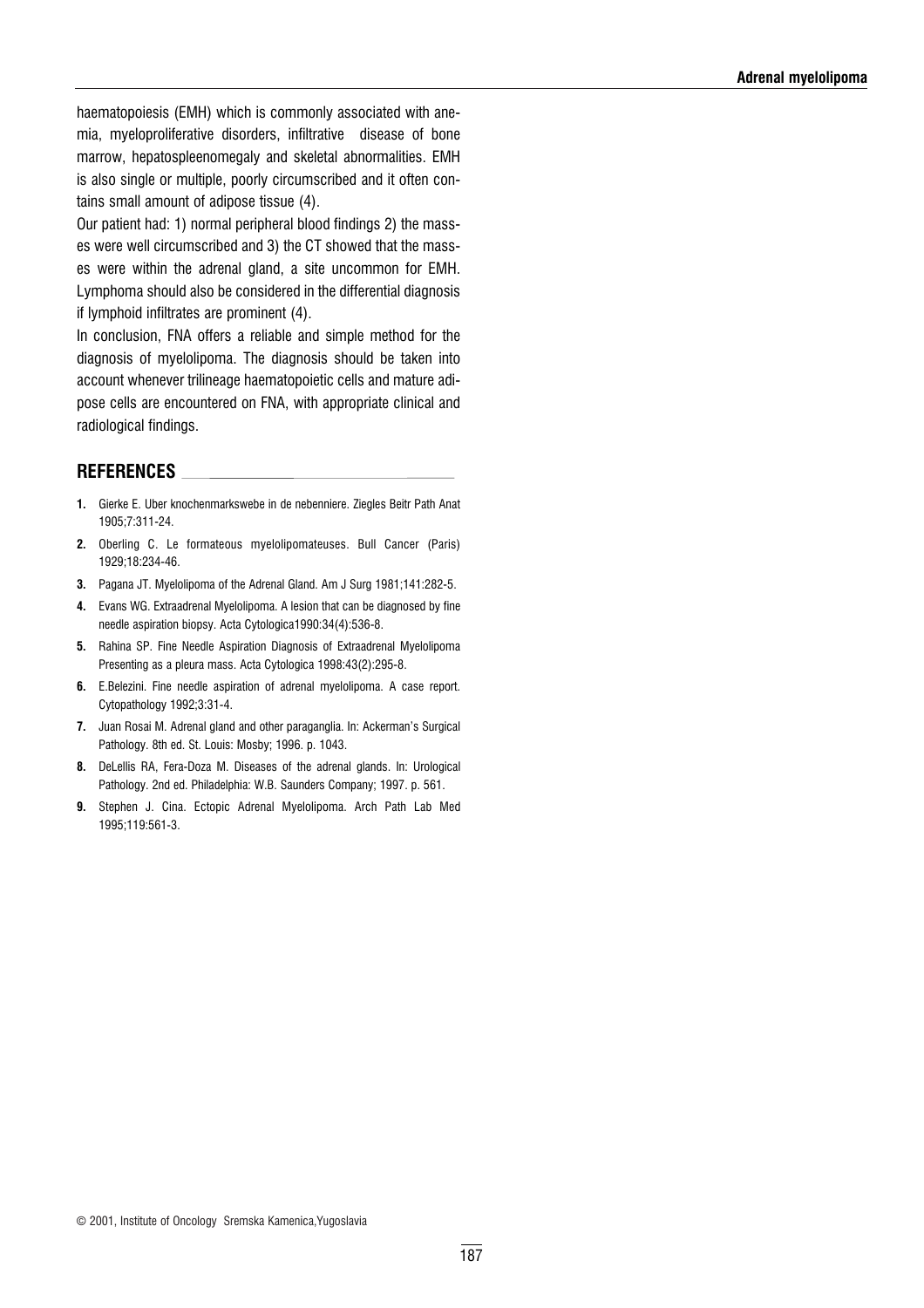haematopoiesis (EMH) which is commonly associated with anemia, myeloproliferative disorders, infiltrative disease of bone marrow, hepatospleenomegaly and skeletal abnormalities. EMH is also single or multiple, poorly circumscribed and it often contains small amount of adipose tissue (4).

Our patient had: 1) normal peripheral blood findings 2) the masses were well circumscribed and 3) the CT showed that the masses were within the adrenal gland, a site uncommon for EMH. Lymphoma should also be considered in the differential diagnosis if lymphoid infiltrates are prominent (4).

In conclusion, FNA offers a reliable and simple method for the diagnosis of myelolipoma. The diagnosis should be taken into account whenever trilineage haematopoietic cells and mature adipose cells are encountered on FNA, with appropriate clinical and radiological findings.

## REFERENCES

1. Gierke E. Uber knochenmarkswebe in de nebenniere. Ziegles Beitr Path Anat 1905;7:311-24.
2. Oberling C. Le formateous myelolipomateuses. Bull Cancer (Paris) 1929;18:234-46.
3. Pagana JT. Myelolipoma of the Adrenal Gland. Am J Surg 1981;141:282-5.
4. Evans WG. Extraadrenal Myelolipoma. A lesion that can be diagnosed by fine needle aspiration biopsy. Acta Cytologica1990:34(4):536-8.
5. Rahina SP. Fine Needle Aspiration Diagnosis of Extraadrenal Myelolipoma Presenting as a pleura mass. Acta Cytologica 1998:43(2):295-8.
6. E.Belezini. Fine needle aspiration of adrenal myelolipoma. A case report. Cytopathology 1992;3:31-4.
7. Juan Rosai M. Adrenal gland and other paraganglia. In: Ackerman's Surgical Pathology. 8th ed. St. Louis: Mosby; 1996. p. 1043.
8. DeLellis RA, Fera-Doza M. Diseases of the adrenal glands. In: Urological Pathology. 2nd ed. Philadelphia: W.B. Saunders Company; 1997. p. 561.
9. Stephen J. Cina. Ectopic Adrenal Myelolipoma. Arch Path Lab Med 1995;119:561-3.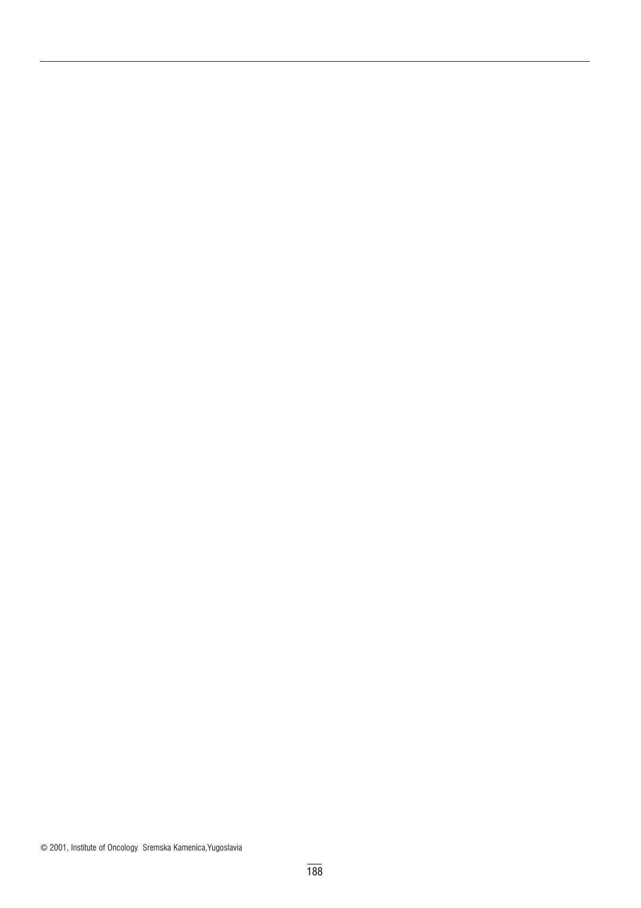© 2001, Institute of Oncology Sremska Kamenica,Yugoslavia